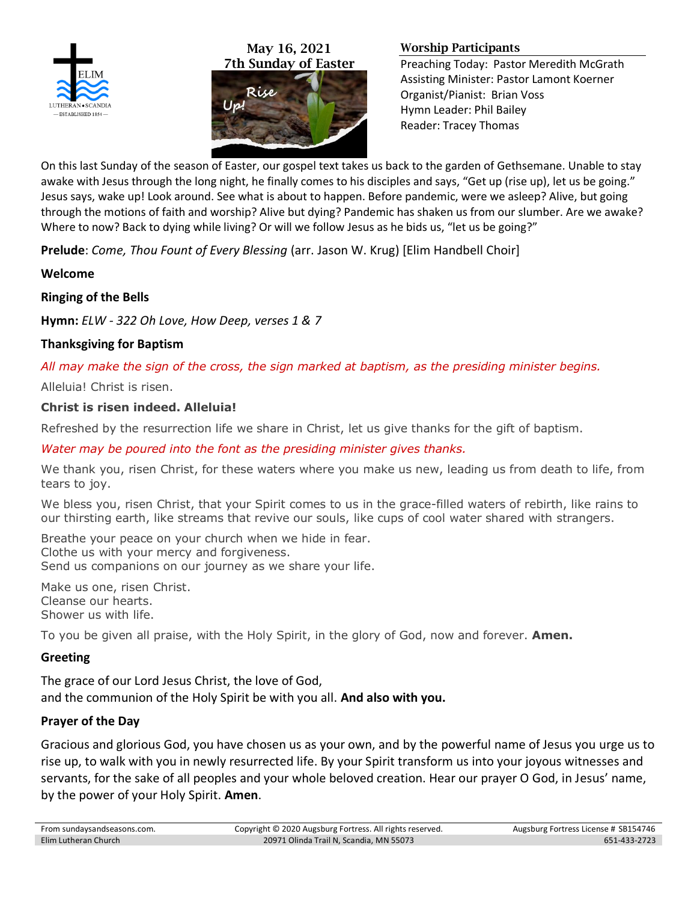May 16, 2021
7th Sunday of Easter

**Worship Participants**

Preaching Today: Pastor Meredith McGrath
Assisting Minister: Pastor Lamont Koerner
Organist/Pianist: Brian Voss
Hymn Leader: Phil Bailey
Reader: Tracey Thomas

On this last Sunday of the season of Easter, our gospel text takes us back to the garden of Gethsemane. Unable to stay awake with Jesus through the long night, he finally comes to his disciples and says, "Get up (rise up), let us be going." Jesus says, wake up! Look around. See what is about to happen. Before pandemic, were we asleep? Alive, but going through the motions of faith and worship? Alive but dying? Pandemic has shaken us from our slumber. Are we awake? Where to now? Back to dying while living? Or will we follow Jesus as he bids us, "let us be going?"

**Prelude**: *Come, Thou Fount of Every Blessing* (arr. Jason W. Krug) [Elim Handbell Choir]

**Welcome**

**Ringing of the Bells**

**Hymn:** *ELW - 322 Oh Love, How Deep, verses 1 & 7*

**Thanksgiving for Baptism**

*All may make the sign of the cross, the sign marked at baptism, as the presiding minister begins.*

Alleluia! Christ is risen.

**Christ is risen indeed. Alleluia!**

Refreshed by the resurrection life we share in Christ, let us give thanks for the gift of baptism.

*Water may be poured into the font as the presiding minister gives thanks.*

We thank you, risen Christ, for these waters where you make us new, leading us from death to life, from tears to joy.

We bless you, risen Christ, that your Spirit comes to us in the grace-filled waters of rebirth, like rains to our thirsting earth, like streams that revive our souls, like cups of cool water shared with strangers.

Breathe your peace on your church when we hide in fear.
Clothe us with your mercy and forgiveness.
Send us companions on our journey as we share your life.

Make us one, risen Christ.
Cleanse our hearts.
Shower us with life.

To you be given all praise, with the Holy Spirit, in the glory of God, now and forever. **Amen.**

**Greeting**

The grace of our Lord Jesus Christ, the love of God,
and the communion of the Holy Spirit be with you all. **And also with you.**

**Prayer of the Day**

Gracious and glorious God, you have chosen us as your own, and by the powerful name of Jesus you urge us to rise up, to walk with you in newly resurrected life. By your Spirit transform us into your joyous witnesses and servants, for the sake of all peoples and your whole beloved creation. Hear our prayer O God, in Jesus' name, by the power of your Holy Spirit. **Amen**.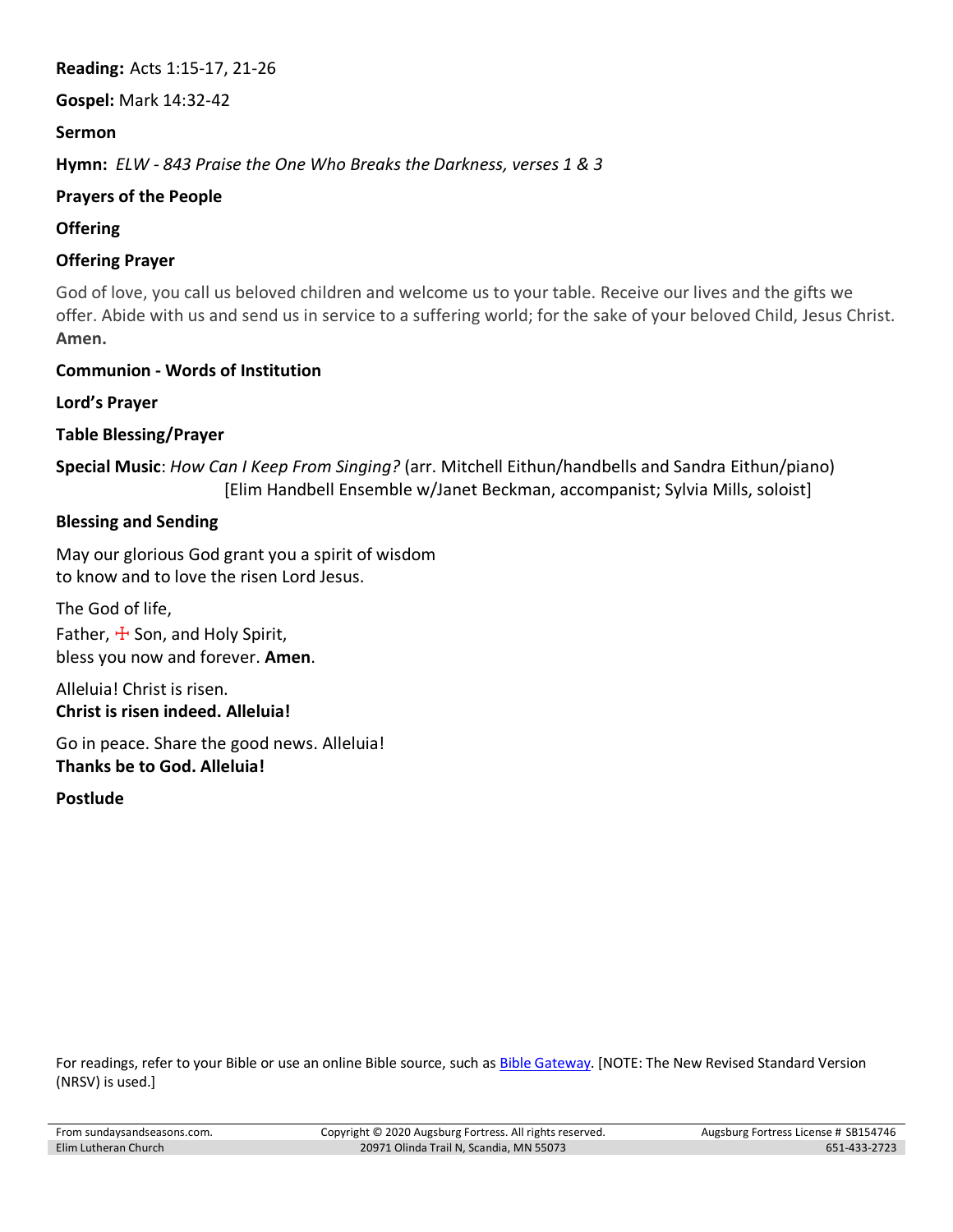**Reading:** Acts 1:15-17, 21-26

**Gospel:** Mark 14:32-42

**Sermon**

**Hymn:** *ELW - 843 Praise the One Who Breaks the Darkness, verses 1 & 3*

**Prayers of the People**

**Offering**

**Offering Prayer**

God of love, you call us beloved children and welcome us to your table. Receive our lives and the gifts we offer. Abide with us and send us in service to a suffering world; for the sake of your beloved Child, Jesus Christ. **Amen.**

**Communion - Words of Institution**

**Lord's Prayer**

**Table Blessing/Prayer**

**Special Music**: *How Can I Keep From Singing?* (arr. Mitchell Eithun/handbells and Sandra Eithun/piano)
[Elim Handbell Ensemble w/Janet Beckman, accompanist; Sylvia Mills, soloist]

**Blessing and Sending**

May our glorious God grant you a spirit of wisdom
to know and to love the risen Lord Jesus.

The God of life,
Father, ☩ Son, and Holy Spirit,
bless you now and forever. **Amen**.

Alleluia! Christ is risen.
**Christ is risen indeed. Alleluia!**

Go in peace. Share the good news. Alleluia!
**Thanks be to God. Alleluia!**

**Postlude**

For readings, refer to your Bible or use an online Bible source, such as Bible Gateway. [NOTE: The New Revised Standard Version (NRSV) is used.]

From sundaysandseasons.com. Copyright © 2020 Augsburg Fortress. All rights reserved. Augsburg Fortress License # SB154746
Elim Lutheran Church 20971 Olinda Trail N, Scandia, MN 55073 651-433-2723